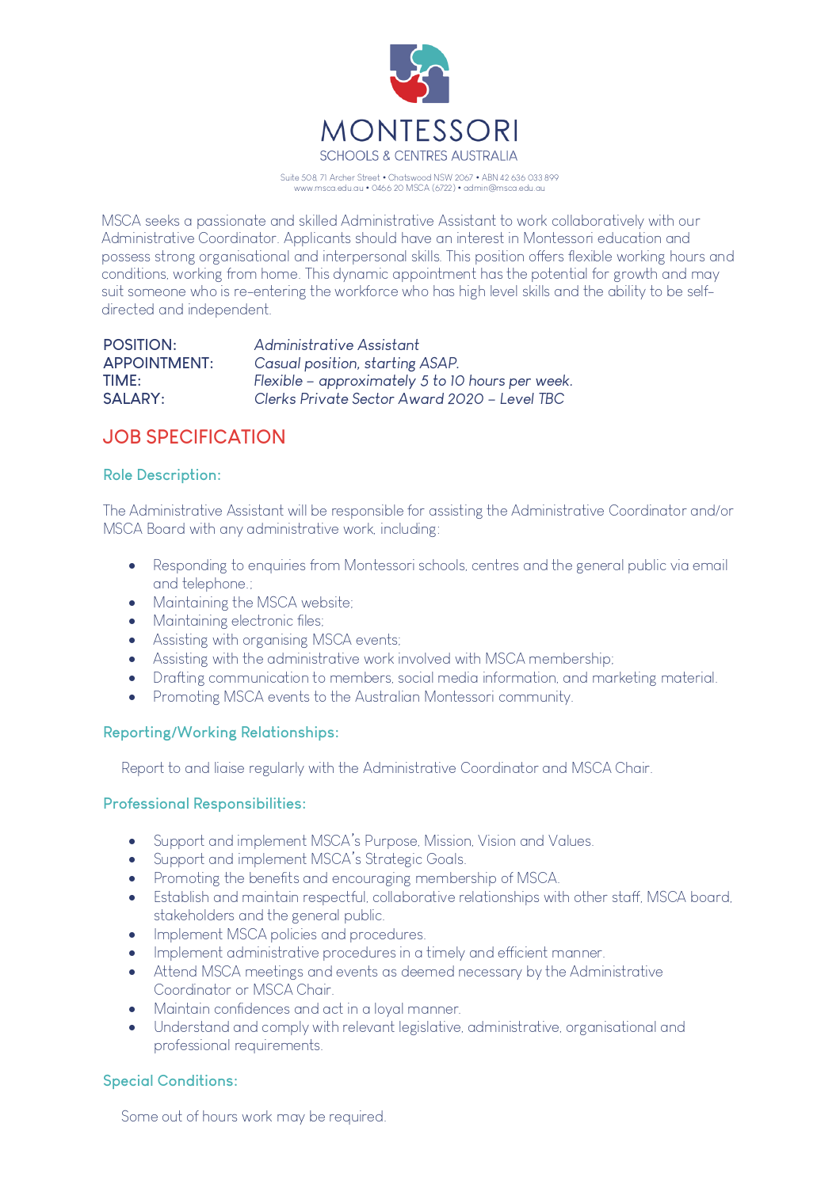# MONTESSORI

SCHOOLS & CENTRES AUSTRALIA

Suite 508, 71 Archer Street • Chatswood NSW 2067 • ABN 42 636 033 899
www.msca.edu.au • 0466 20 MSCA (6722) • admin@msca.edu.au

MSCA seeks a passionate and skilled Administrative Assistant to work collaboratively with our Administrative Coordinator. Applicants should have an interest in Montessori education and possess strong organisational and interpersonal skills. This position offers flexible working hours and conditions, working from home. This dynamic appointment has the potential for growth and may suit someone who is re-entering the workforce who has high level skills and the ability to be self-directed and independent.

| | |
|---|---|
| POSITION: | *Administrative Assistant* |
| APPOINTMENT: | *Casual position, starting ASAP.* |
| TIME: | *Flexible – approximately 5 to 10 hours per week.* |
| SALARY: | *Clerks Private Sector Award 2020 – Level TBC* |

## JOB SPECIFICATION

### Role Description:

The Administrative Assistant will be responsible for assisting the Administrative Coordinator and/or MSCA Board with any administrative work, including:

- Responding to enquiries from Montessori schools, centres and the general public via email and telephone.;
- Maintaining the MSCA website;
- Maintaining electronic files;
- Assisting with organising MSCA events;
- Assisting with the administrative work involved with MSCA membership;
- Drafting communication to members, social media information, and marketing material.
- Promoting MSCA events to the Australian Montessori community.

### Reporting/Working Relationships:

Report to and liaise regularly with the Administrative Coordinator and MSCA Chair.

### Professional Responsibilities:

- Support and implement MSCA's Purpose, Mission, Vision and Values.
- Support and implement MSCA's Strategic Goals.
- Promoting the benefits and encouraging membership of MSCA.
- Establish and maintain respectful, collaborative relationships with other staff, MSCA board, stakeholders and the general public.
- Implement MSCA policies and procedures.
- Implement administrative procedures in a timely and efficient manner.
- Attend MSCA meetings and events as deemed necessary by the Administrative Coordinator or MSCA Chair.
- Maintain confidences and act in a loyal manner.
- Understand and comply with relevant legislative, administrative, organisational and professional requirements.

### Special Conditions:

Some out of hours work may be required.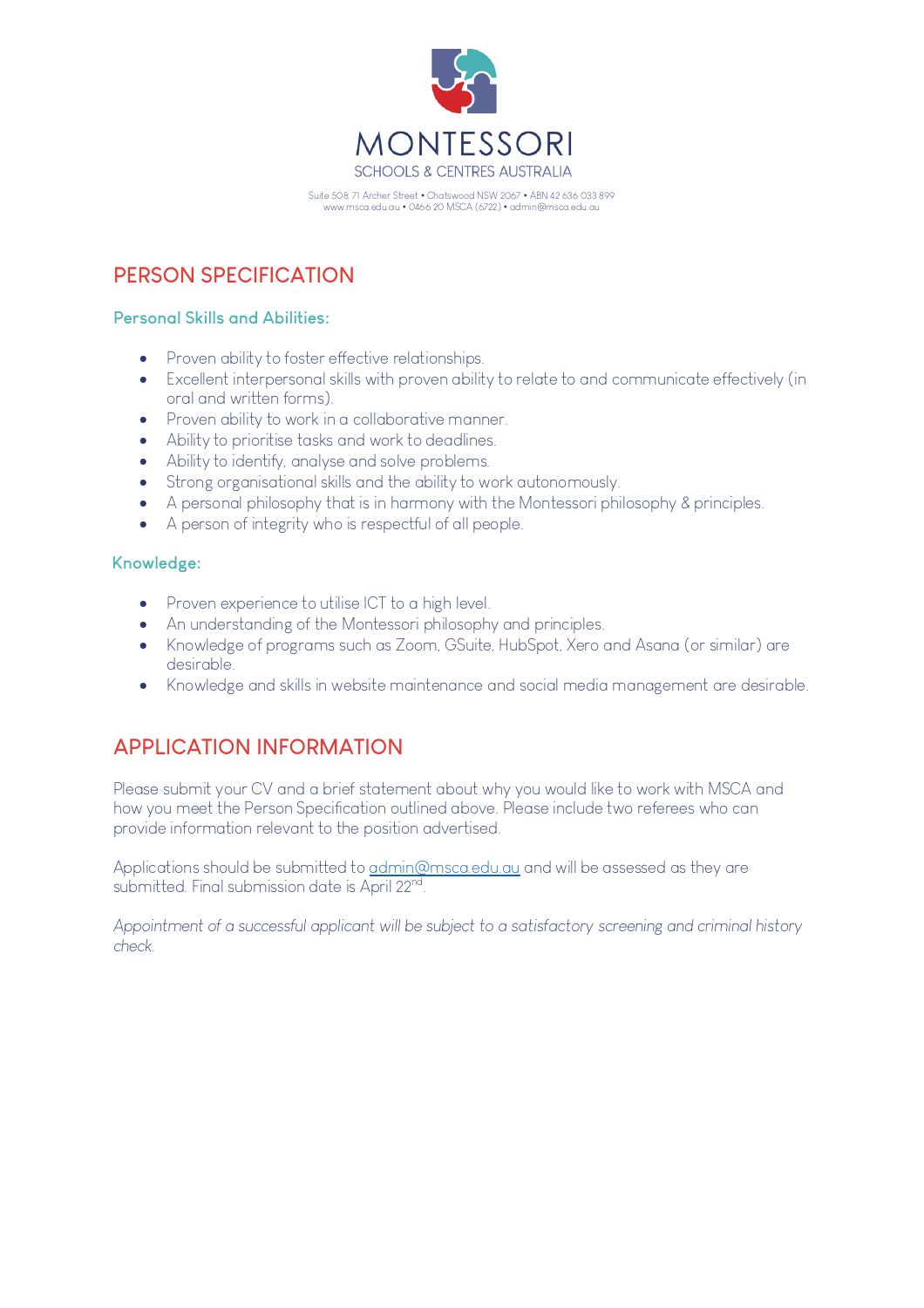MONTESSORI

SCHOOLS & CENTRES AUSTRALIA

Suite 508, 71 Archer Street • Chatswood NSW 2067 • ABN 42 636 033 899
www.msca.edu.au • 0466 20 MSCA (6722) • admin@msca.edu.au

## PERSON SPECIFICATION

### Personal Skills and Abilities:

- Proven ability to foster effective relationships.
- Excellent interpersonal skills with proven ability to relate to and communicate effectively (in oral and written forms).
- Proven ability to work in a collaborative manner.
- Ability to prioritise tasks and work to deadlines.
- Ability to identify, analyse and solve problems.
- Strong organisational skills and the ability to work autonomously.
- A personal philosophy that is in harmony with the Montessori philosophy & principles.
- A person of integrity who is respectful of all people.

### Knowledge:

- Proven experience to utilise ICT to a high level.
- An understanding of the Montessori philosophy and principles.
- Knowledge of programs such as Zoom, GSuite, HubSpot, Xero and Asana (or similar) are desirable.
- Knowledge and skills in website maintenance and social media management are desirable.

## APPLICATION INFORMATION

Please submit your CV and a brief statement about why you would like to work with MSCA and how you meet the Person Specification outlined above. Please include two referees who can provide information relevant to the position advertised.

Applications should be submitted to admin@msca.edu.au and will be assessed as they are submitted. Final submission date is April 22nd.

*Appointment of a successful applicant will be subject to a satisfactory screening and criminal history check.*